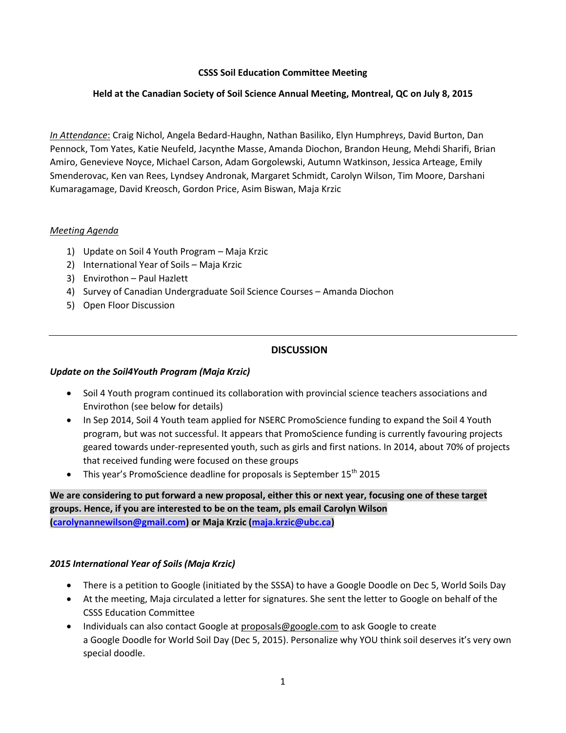**CSSS Soil Education Committee Meeting**

**Held at the Canadian Society of Soil Science Annual Meeting, Montreal, QC on July 8, 2015**

*In Attendance*: Craig Nichol, Angela Bedard-Haughn, Nathan Basiliko, Elyn Humphreys, David Burton, Dan Pennock, Tom Yates, Katie Neufeld, Jacynthe Masse, Amanda Diochon, Brandon Heung, Mehdi Sharifi, Brian Amiro, Genevieve Noyce, Michael Carson, Adam Gorgolewski, Autumn Watkinson, Jessica Arteage, Emily Smenderovac, Ken van Rees, Lyndsey Andronak, Margaret Schmidt, Carolyn Wilson, Tim Moore, Darshani Kumaragamage, David Kreosch, Gordon Price, Asim Biswan, Maja Krzic

*Meeting Agenda*

1) Update on Soil 4 Youth Program – Maja Krzic
2) International Year of Soils – Maja Krzic
3) Envirothon – Paul Hazlett
4) Survey of Canadian Undergraduate Soil Science Courses – Amanda Diochon
5) Open Floor Discussion

---

## DISCUSSION

### *Update on the Soil4Youth Program (Maja Krzic)*

- Soil 4 Youth program continued its collaboration with provincial science teachers associations and Envirothon (see below for details)
- In Sep 2014, Soil 4 Youth team applied for NSERC PromoScience funding to expand the Soil 4 Youth program, but was not successful. It appears that PromoScience funding is currently favouring projects geared towards under-represented youth, such as girls and first nations. In 2014, about 70% of projects that received funding were focused on these groups
- This year's PromoScience deadline for proposals is September 15th 2015

**We are considering to put forward a new proposal, either this or next year, focusing one of these target groups. Hence, if you are interested to be on the team, pls email Carolyn Wilson (carolynannewilson@gmail.com) or Maja Krzic (maja.krzic@ubc.ca)**

### *2015 International Year of Soils (Maja Krzic)*

- There is a petition to Google (initiated by the SSSA) to have a Google Doodle on Dec 5, World Soils Day
- At the meeting, Maja circulated a letter for signatures. She sent the letter to Google on behalf of the CSSS Education Committee
- Individuals can also contact Google at proposals@google.com to ask Google to create a Google Doodle for World Soil Day (Dec 5, 2015). Personalize why YOU think soil deserves it's very own special doodle.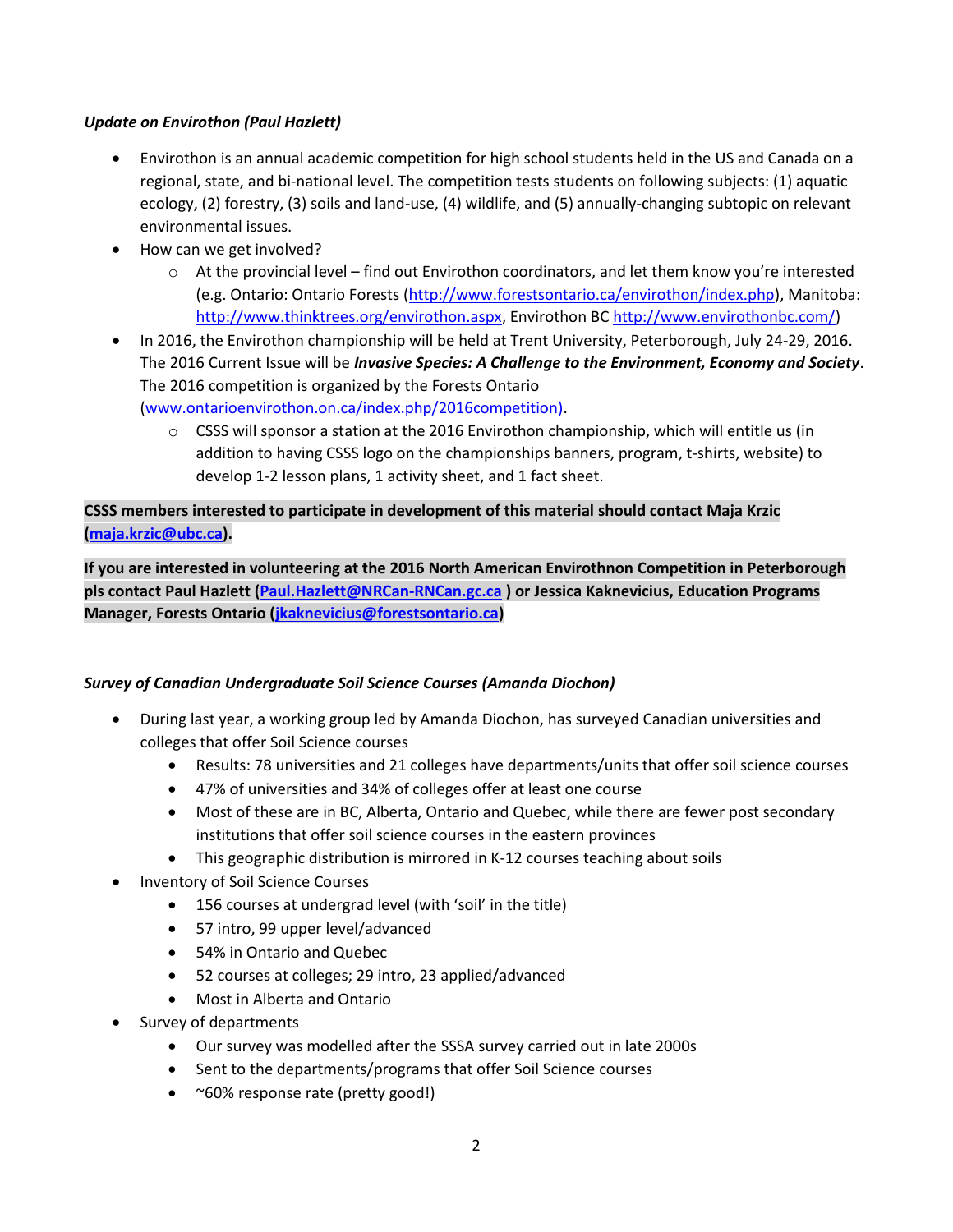***Update on Envirothon (Paul Hazlett)***

- Envirothon is an annual academic competition for high school students held in the US and Canada on a regional, state, and bi-national level. The competition tests students on following subjects: (1) aquatic ecology, (2) forestry, (3) soils and land-use, (4) wildlife, and (5) annually-changing subtopic on relevant environmental issues.
- How can we get involved?
  - At the provincial level – find out Envirothon coordinators, and let them know you're interested (e.g. Ontario: Ontario Forests (http://www.forestsontario.ca/envirothon/index.php), Manitoba: http://www.thinktrees.org/envirothon.aspx, Envirothon BC http://www.envirothonbc.com/)
- In 2016, the Envirothon championship will be held at Trent University, Peterborough, July 24-29, 2016. The 2016 Current Issue will be ***Invasive Species: A Challenge to the Environment, Economy and Society***. The 2016 competition is organized by the Forests Ontario (www.ontarioenvirothon.on.ca/index.php/2016competition).
  - CSSS will sponsor a station at the 2016 Envirothon championship, which will entitle us (in addition to having CSSS logo on the championships banners, program, t-shirts, website) to develop 1-2 lesson plans, 1 activity sheet, and 1 fact sheet.

**CSSS members interested to participate in development of this material should contact Maja Krzic (maja.krzic@ubc.ca).**

**If you are interested in volunteering at the 2016 North American Envirothnon Competition in Peterborough pls contact Paul Hazlett (Paul.Hazlett@NRCan-RNCan.gc.ca ) or Jessica Kaknevicius, Education Programs Manager, Forests Ontario (jkaknevicius@forestsontario.ca)**

***Survey of Canadian Undergraduate Soil Science Courses (Amanda Diochon)***

- During last year, a working group led by Amanda Diochon, has surveyed Canadian universities and colleges that offer Soil Science courses
  - Results: 78 universities and 21 colleges have departments/units that offer soil science courses
  - 47% of universities and 34% of colleges offer at least one course
  - Most of these are in BC, Alberta, Ontario and Quebec, while there are fewer post secondary institutions that offer soil science courses in the eastern provinces
  - This geographic distribution is mirrored in K-12 courses teaching about soils
- Inventory of Soil Science Courses
  - 156 courses at undergrad level (with 'soil' in the title)
  - 57 intro, 99 upper level/advanced
  - 54% in Ontario and Quebec
  - 52 courses at colleges; 29 intro, 23 applied/advanced
  - Most in Alberta and Ontario
- Survey of departments
  - Our survey was modelled after the SSSA survey carried out in late 2000s
  - Sent to the departments/programs that offer Soil Science courses
  - ~60% response rate (pretty good!)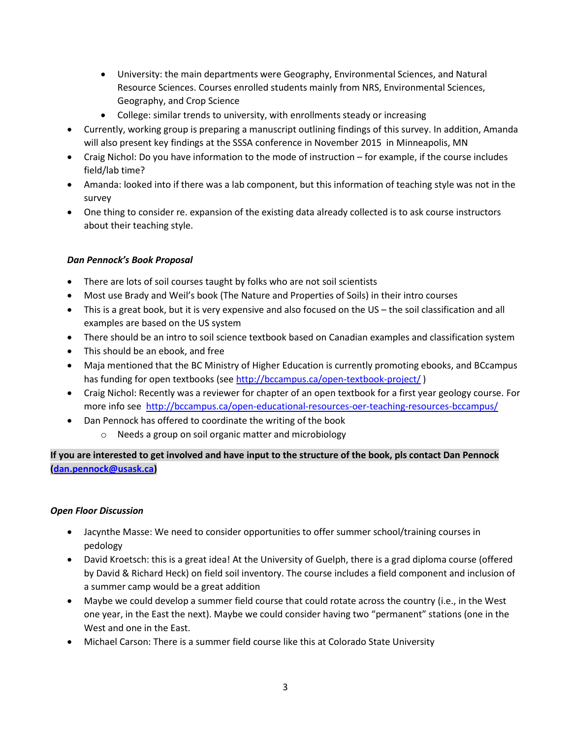- University: the main departments were Geography, Environmental Sciences, and Natural Resource Sciences. Courses enrolled students mainly from NRS, Environmental Sciences, Geography, and Crop Science
  - College: similar trends to university, with enrollments steady or increasing
- Currently, working group is preparing a manuscript outlining findings of this survey. In addition, Amanda will also present key findings at the SSSA conference in November 2015 in Minneapolis, MN
- Craig Nichol: Do you have information to the mode of instruction – for example, if the course includes field/lab time?
- Amanda: looked into if there was a lab component, but this information of teaching style was not in the survey
- One thing to consider re. expansion of the existing data already collected is to ask course instructors about their teaching style.

***Dan Pennock's Book Proposal***

- There are lots of soil courses taught by folks who are not soil scientists
- Most use Brady and Weil's book (The Nature and Properties of Soils) in their intro courses
- This is a great book, but it is very expensive and also focused on the US – the soil classification and all examples are based on the US system
- There should be an intro to soil science textbook based on Canadian examples and classification system
- This should be an ebook, and free
- Maja mentioned that the BC Ministry of Higher Education is currently promoting ebooks, and BCcampus has funding for open textbooks (see http://bccampus.ca/open-textbook-project/ )
- Craig Nichol: Recently was a reviewer for chapter of an open textbook for a first year geology course. For more info see http://bccampus.ca/open-educational-resources-oer-teaching-resources-bccampus/
- Dan Pennock has offered to coordinate the writing of the book
  - Needs a group on soil organic matter and microbiology

**If you are interested to get involved and have input to the structure of the book, pls contact Dan Pennock (dan.pennock@usask.ca)**

***Open Floor Discussion***

- Jacynthe Masse: We need to consider opportunities to offer summer school/training courses in pedology
- David Kroetsch: this is a great idea! At the University of Guelph, there is a grad diploma course (offered by David & Richard Heck) on field soil inventory. The course includes a field component and inclusion of a summer camp would be a great addition
- Maybe we could develop a summer field course that could rotate across the country (i.e., in the West one year, in the East the next). Maybe we could consider having two "permanent" stations (one in the West and one in the East.
- Michael Carson: There is a summer field course like this at Colorado State University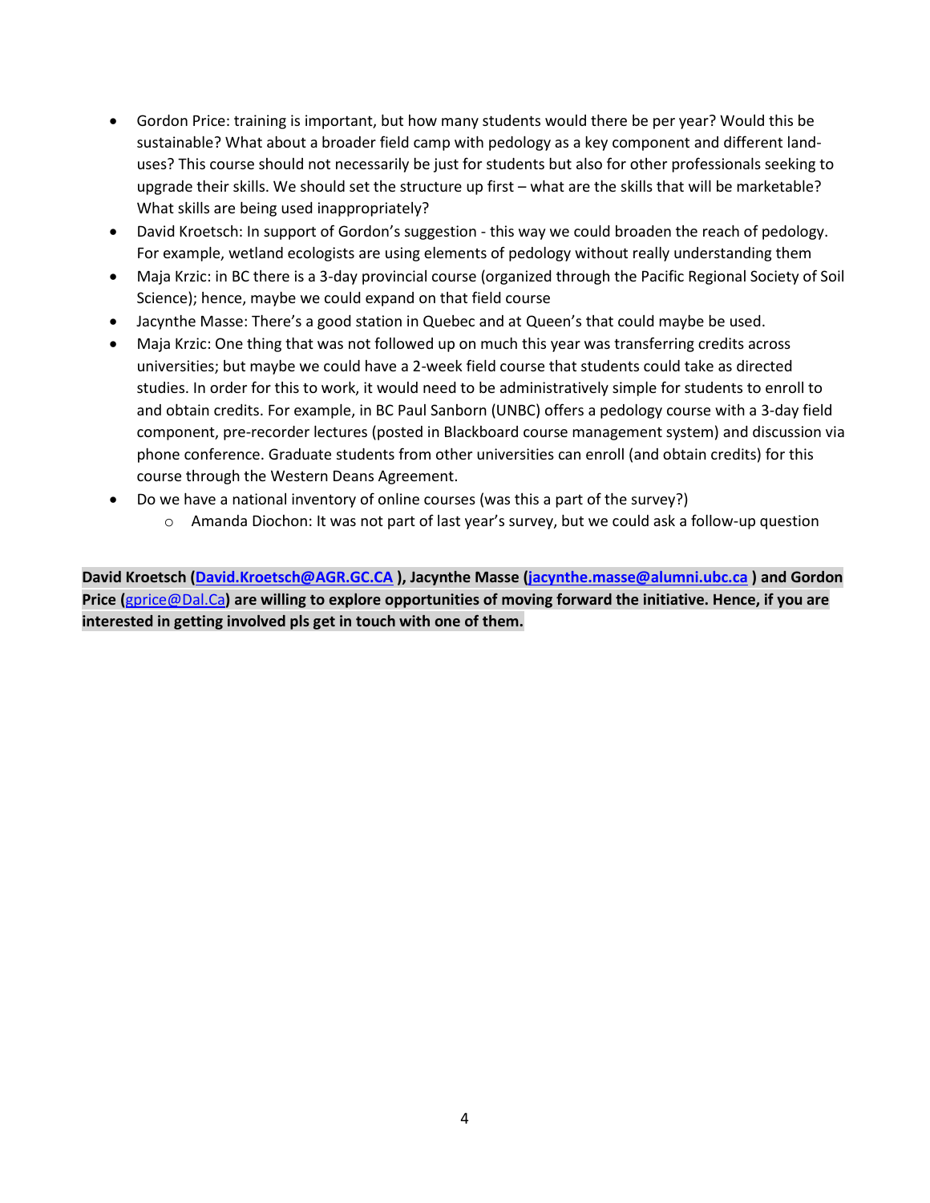- Gordon Price: training is important, but how many students would there be per year? Would this be sustainable? What about a broader field camp with pedology as a key component and different land-uses? This course should not necessarily be just for students but also for other professionals seeking to upgrade their skills. We should set the structure up first – what are the skills that will be marketable? What skills are being used inappropriately?
- David Kroetsch: In support of Gordon's suggestion - this way we could broaden the reach of pedology. For example, wetland ecologists are using elements of pedology without really understanding them
- Maja Krzic: in BC there is a 3-day provincial course (organized through the Pacific Regional Society of Soil Science); hence, maybe we could expand on that field course
- Jacynthe Masse: There's a good station in Quebec and at Queen's that could maybe be used.
- Maja Krzic: One thing that was not followed up on much this year was transferring credits across universities; but maybe we could have a 2-week field course that students could take as directed studies. In order for this to work, it would need to be administratively simple for students to enroll to and obtain credits. For example, in BC Paul Sanborn (UNBC) offers a pedology course with a 3-day field component, pre-recorder lectures (posted in Blackboard course management system) and discussion via phone conference. Graduate students from other universities can enroll (and obtain credits) for this course through the Western Deans Agreement.
- Do we have a national inventory of online courses (was this a part of the survey?)
  - Amanda Diochon: It was not part of last year's survey, but we could ask a follow-up question

**David Kroetsch (David.Kroetsch@AGR.GC.CA ), Jacynthe Masse (jacynthe.masse@alumni.ubc.ca ) and Gordon Price (gprice@Dal.Ca) are willing to explore opportunities of moving forward the initiative. Hence, if you are interested in getting involved pls get in touch with one of them.**